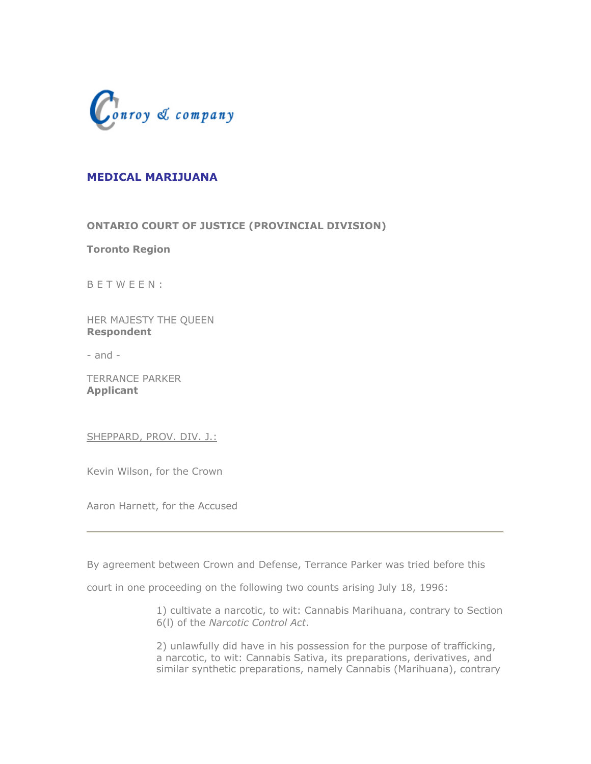Conroy & company

## MEDICAL MARIJUANA

**ONTARIO COURT OF JUSTICE (PROVINCIAL DIVISION)**

**Toronto Region**

B E T W E E N :

HER MAJESTY THE QUEEN
**Respondent**

- and -

TERRANCE PARKER
**Applicant**

SHEPPARD, PROV. DIV. J.:

Kevin Wilson, for the Crown

Aaron Harnett, for the Accused

---

By agreement between Crown and Defense, Terrance Parker was tried before this court in one proceeding on the following two counts arising July 18, 1996:

> 1) cultivate a narcotic, to wit: Cannabis Marihuana, contrary to Section 6(l) of the *Narcotic Control Act*.
>
> 2) unlawfully did have in his possession for the purpose of trafficking, a narcotic, to wit: Cannabis Sativa, its preparations, derivatives, and similar synthetic preparations, namely Cannabis (Marihuana), contrary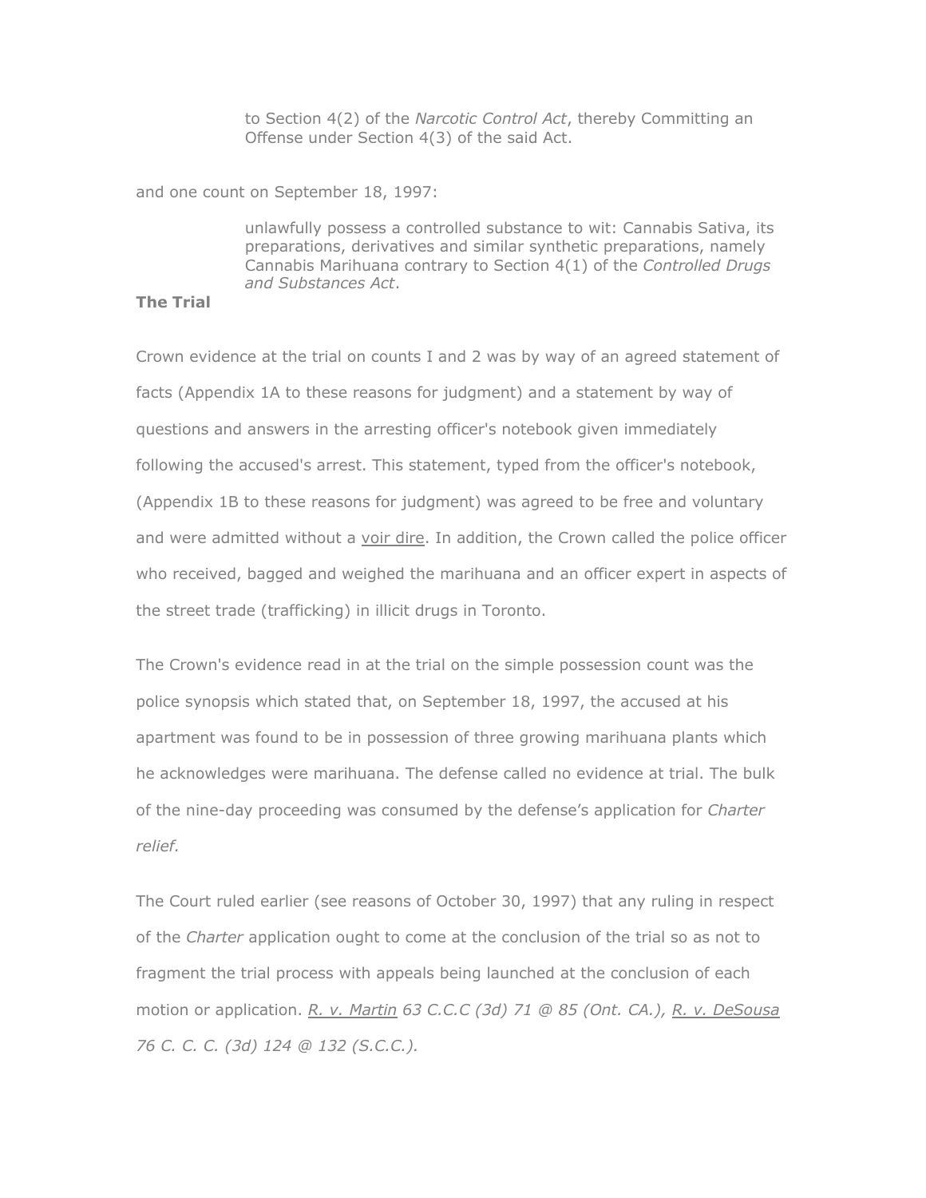> to Section 4(2) of the *Narcotic Control Act*, thereby Committing an Offense under Section 4(3) of the said Act.

and one count on September 18, 1997:

> unlawfully possess a controlled substance to wit: Cannabis Sativa, its preparations, derivatives and similar synthetic preparations, namely Cannabis Marihuana contrary to Section 4(1) of the *Controlled Drugs and Substances Act*.

**The Trial**

Crown evidence at the trial on counts I and 2 was by way of an agreed statement of facts (Appendix 1A to these reasons for judgment) and a statement by way of questions and answers in the arresting officer's notebook given immediately following the accused's arrest. This statement, typed from the officer's notebook, (Appendix 1B to these reasons for judgment) was agreed to be free and voluntary and were admitted without a voir dire. In addition, the Crown called the police officer who received, bagged and weighed the marihuana and an officer expert in aspects of the street trade (trafficking) in illicit drugs in Toronto.

The Crown's evidence read in at the trial on the simple possession count was the police synopsis which stated that, on September 18, 1997, the accused at his apartment was found to be in possession of three growing marihuana plants which he acknowledges were marihuana. The defense called no evidence at trial. The bulk of the nine-day proceeding was consumed by the defense's application for *Charter relief.*

The Court ruled earlier (see reasons of October 30, 1997) that any ruling in respect of the *Charter* application ought to come at the conclusion of the trial so as not to fragment the trial process with appeals being launched at the conclusion of each motion or application. *R. v. Martin 63 C.C.C (3d) 71 @ 85 (Ont. CA.), R. v. DeSousa 76 C. C. C. (3d) 124 @ 132 (S.C.C.).*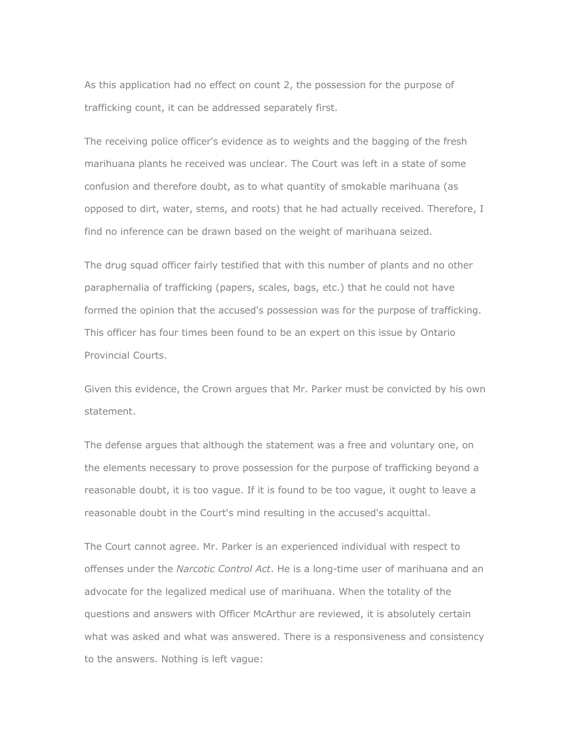As this application had no effect on count 2, the possession for the purpose of trafficking count, it can be addressed separately first.

The receiving police officer's evidence as to weights and the bagging of the fresh marihuana plants he received was unclear. The Court was left in a state of some confusion and therefore doubt, as to what quantity of smokable marihuana (as opposed to dirt, water, stems, and roots) that he had actually received. Therefore, I find no inference can be drawn based on the weight of marihuana seized.

The drug squad officer fairly testified that with this number of plants and no other paraphernalia of trafficking (papers, scales, bags, etc.) that he could not have formed the opinion that the accused's possession was for the purpose of trafficking. This officer has four times been found to be an expert on this issue by Ontario Provincial Courts.

Given this evidence, the Crown argues that Mr. Parker must be convicted by his own statement.

The defense argues that although the statement was a free and voluntary one, on the elements necessary to prove possession for the purpose of trafficking beyond a reasonable doubt, it is too vague. If it is found to be too vague, it ought to leave a reasonable doubt in the Court's mind resulting in the accused's acquittal.

The Court cannot agree. Mr. Parker is an experienced individual with respect to offenses under the *Narcotic Control Act*. He is a long-time user of marihuana and an advocate for the legalized medical use of marihuana. When the totality of the questions and answers with Officer McArthur are reviewed, it is absolutely certain what was asked and what was answered. There is a responsiveness and consistency to the answers. Nothing is left vague: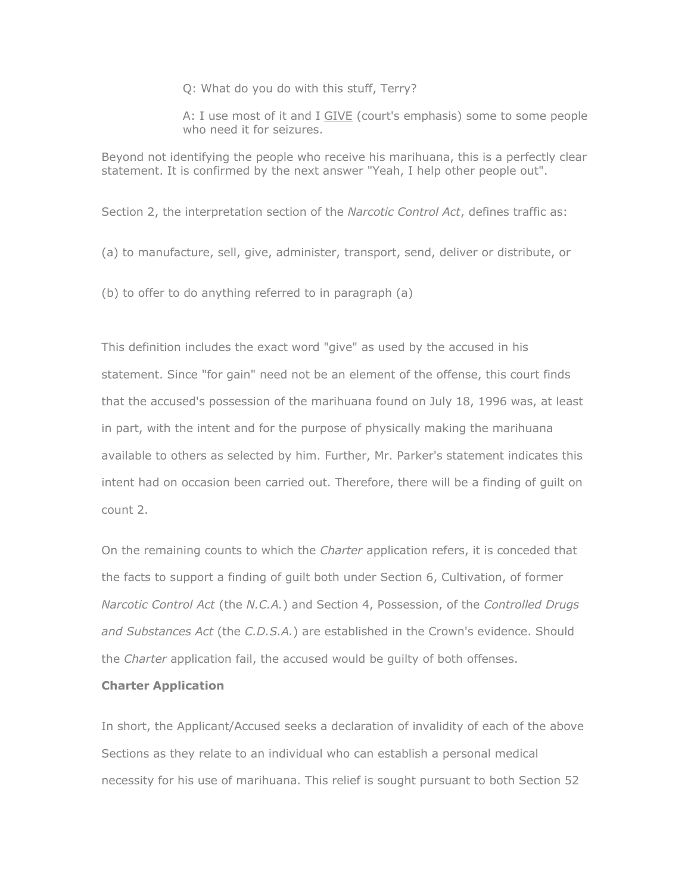> Q: What do you do with this stuff, Terry?
>
> A: I use most of it and I <u>GIVE</u> (court's emphasis) some to some people who need it for seizures.

Beyond not identifying the people who receive his marihuana, this is a perfectly clear statement. It is confirmed by the next answer "Yeah, I help other people out".

Section 2, the interpretation section of the *Narcotic Control Act*, defines traffic as:

(a) to manufacture, sell, give, administer, transport, send, deliver or distribute, or

(b) to offer to do anything referred to in paragraph (a)

This definition includes the exact word "give" as used by the accused in his statement. Since "for gain" need not be an element of the offense, this court finds that the accused's possession of the marihuana found on July 18, 1996 was, at least in part, with the intent and for the purpose of physically making the marihuana available to others as selected by him. Further, Mr. Parker's statement indicates this intent had on occasion been carried out. Therefore, there will be a finding of guilt on count 2.

On the remaining counts to which the *Charter* application refers, it is conceded that the facts to support a finding of guilt both under Section 6, Cultivation, of former *Narcotic Control Act* (the *N.C.A.*) and Section 4, Possession, of the *Controlled Drugs and Substances Act* (the *C.D.S.A.*) are established in the Crown's evidence. Should the *Charter* application fail, the accused would be guilty of both offenses.

**Charter Application**

In short, the Applicant/Accused seeks a declaration of invalidity of each of the above Sections as they relate to an individual who can establish a personal medical necessity for his use of marihuana. This relief is sought pursuant to both Section 52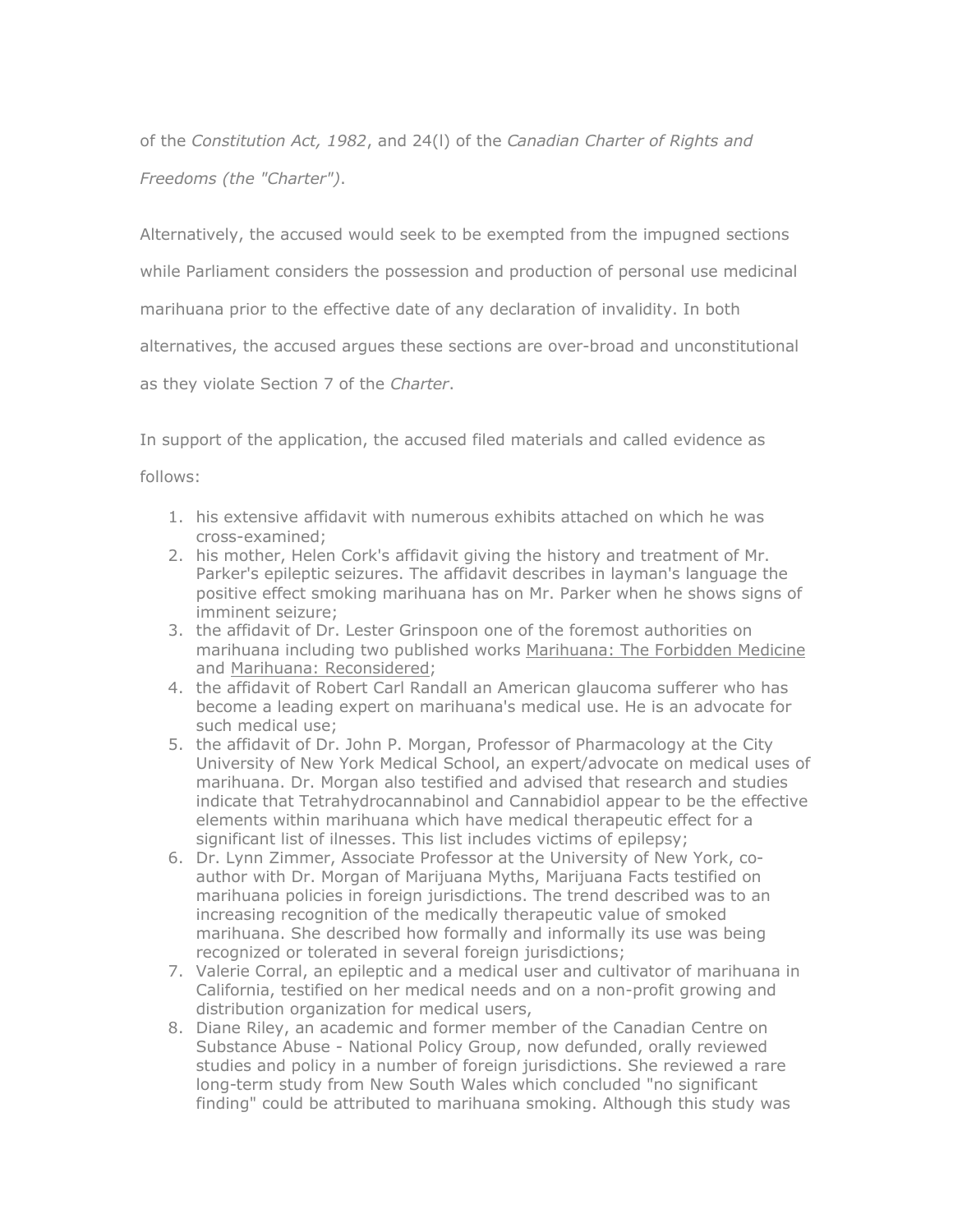of the *Constitution Act, 1982*, and 24(l) of the *Canadian Charter of Rights and Freedoms (the "Charter")*.

Alternatively, the accused would seek to be exempted from the impugned sections while Parliament considers the possession and production of personal use medicinal marihuana prior to the effective date of any declaration of invalidity. In both alternatives, the accused argues these sections are over-broad and unconstitutional as they violate Section 7 of the *Charter*.

In support of the application, the accused filed materials and called evidence as follows:

1. his extensive affidavit with numerous exhibits attached on which he was cross-examined;
2. his mother, Helen Cork's affidavit giving the history and treatment of Mr. Parker's epileptic seizures. The affidavit describes in layman's language the positive effect smoking marihuana has on Mr. Parker when he shows signs of imminent seizure;
3. the affidavit of Dr. Lester Grinspoon one of the foremost authorities on marihuana including two published works Marihuana: The Forbidden Medicine and Marihuana: Reconsidered;
4. the affidavit of Robert Carl Randall an American glaucoma sufferer who has become a leading expert on marihuana's medical use. He is an advocate for such medical use;
5. the affidavit of Dr. John P. Morgan, Professor of Pharmacology at the City University of New York Medical School, an expert/advocate on medical uses of marihuana. Dr. Morgan also testified and advised that research and studies indicate that Tetrahydrocannabinol and Cannabidiol appear to be the effective elements within marihuana which have medical therapeutic effect for a significant list of ilnesses. This list includes victims of epilepsy;
6. Dr. Lynn Zimmer, Associate Professor at the University of New York, co-author with Dr. Morgan of Marijuana Myths, Marijuana Facts testified on marihuana policies in foreign jurisdictions. The trend described was to an increasing recognition of the medically therapeutic value of smoked marihuana. She described how formally and informally its use was being recognized or tolerated in several foreign jurisdictions;
7. Valerie Corral, an epileptic and a medical user and cultivator of marihuana in California, testified on her medical needs and on a non-profit growing and distribution organization for medical users,
8. Diane Riley, an academic and former member of the Canadian Centre on Substance Abuse - National Policy Group, now defunded, orally reviewed studies and policy in a number of foreign jurisdictions. She reviewed a rare long-term study from New South Wales which concluded "no significant finding" could be attributed to marihuana smoking. Although this study was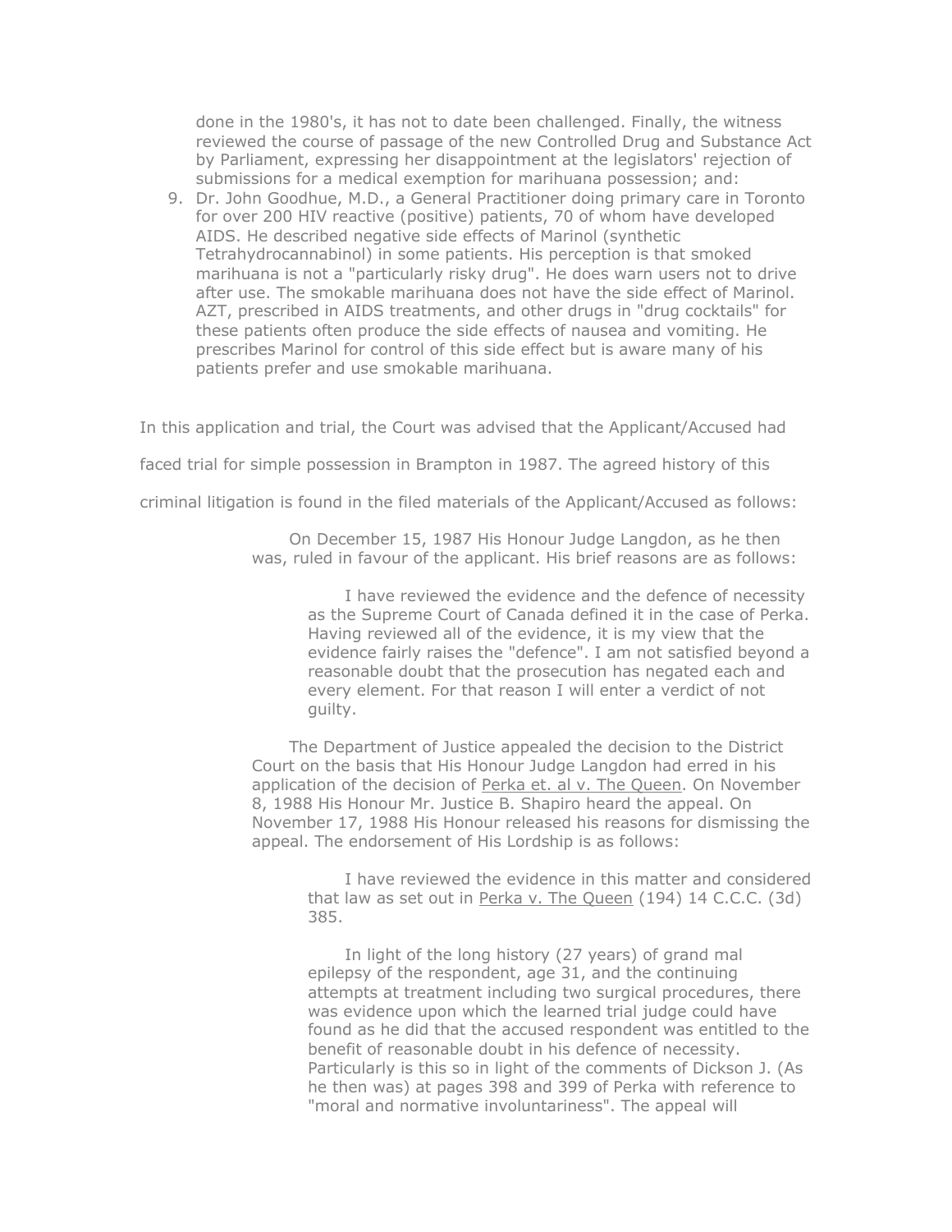done in the 1980's, it has not to date been challenged. Finally, the witness reviewed the course of passage of the new Controlled Drug and Substance Act by Parliament, expressing her disappointment at the legislators' rejection of submissions for a medical exemption for marihuana possession; and:

9. Dr. John Goodhue, M.D., a General Practitioner doing primary care in Toronto for over 200 HIV reactive (positive) patients, 70 of whom have developed AIDS. He described negative side effects of Marinol (synthetic Tetrahydrocannabinol) in some patients. His perception is that smoked marihuana is not a "particularly risky drug". He does warn users not to drive after use. The smokable marihuana does not have the side effect of Marinol. AZT, prescribed in AIDS treatments, and other drugs in "drug cocktails" for these patients often produce the side effects of nausea and vomiting. He prescribes Marinol for control of this side effect but is aware many of his patients prefer and use smokable marihuana.

In this application and trial, the Court was advised that the Applicant/Accused had faced trial for simple possession in Brampton in 1987. The agreed history of this criminal litigation is found in the filed materials of the Applicant/Accused as follows:

> On December 15, 1987 His Honour Judge Langdon, as he then was, ruled in favour of the applicant. His brief reasons are as follows:
>
> > I have reviewed the evidence and the defence of necessity as the Supreme Court of Canada defined it in the case of Perka. Having reviewed all of the evidence, it is my view that the evidence fairly raises the "defence". I am not satisfied beyond a reasonable doubt that the prosecution has negated each and every element. For that reason I will enter a verdict of not guilty.
>
> The Department of Justice appealed the decision to the District Court on the basis that His Honour Judge Langdon had erred in his application of the decision of Perka et. al v. The Queen. On November 8, 1988 His Honour Mr. Justice B. Shapiro heard the appeal. On November 17, 1988 His Honour released his reasons for dismissing the appeal. The endorsement of His Lordship is as follows:
>
> > I have reviewed the evidence in this matter and considered that law as set out in Perka v. The Queen (194) 14 C.C.C. (3d) 385.
> >
> > In light of the long history (27 years) of grand mal epilepsy of the respondent, age 31, and the continuing attempts at treatment including two surgical procedures, there was evidence upon which the learned trial judge could have found as he did that the accused respondent was entitled to the benefit of reasonable doubt in his defence of necessity. Particularly is this so in light of the comments of Dickson J. (As he then was) at pages 398 and 399 of Perka with reference to "moral and normative involuntariness". The appeal will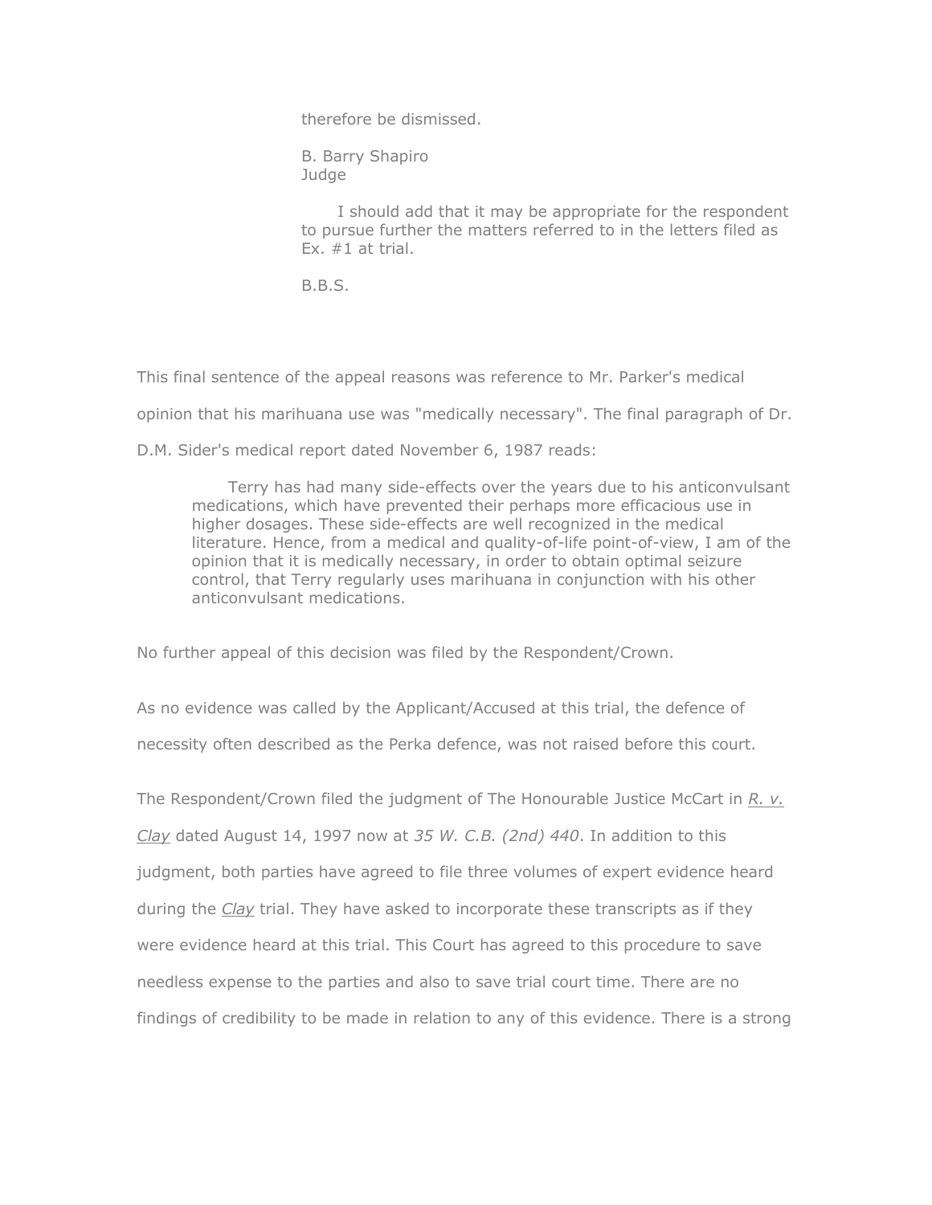> therefore be dismissed.
>
> B. Barry Shapiro
> Judge
>
> I should add that it may be appropriate for the respondent to pursue further the matters referred to in the letters filed as Ex. #1 at trial.
>
> B.B.S.

This final sentence of the appeal reasons was reference to Mr. Parker's medical opinion that his marihuana use was "medically necessary". The final paragraph of Dr. D.M. Sider's medical report dated November 6, 1987 reads:

> Terry has had many side-effects over the years due to his anticonvulsant medications, which have prevented their perhaps more efficacious use in higher dosages. These side-effects are well recognized in the medical literature. Hence, from a medical and quality-of-life point-of-view, I am of the opinion that it is medically necessary, in order to obtain optimal seizure control, that Terry regularly uses marihuana in conjunction with his other anticonvulsant medications.

No further appeal of this decision was filed by the Respondent/Crown.

As no evidence was called by the Applicant/Accused at this trial, the defence of necessity often described as the Perka defence, was not raised before this court.

The Respondent/Crown filed the judgment of The Honourable Justice McCart in *R. v. Clay* dated August 14, 1997 now at *35 W. C.B. (2nd) 440*. In addition to this judgment, both parties have agreed to file three volumes of expert evidence heard during the *Clay* trial. They have asked to incorporate these transcripts as if they were evidence heard at this trial. This Court has agreed to this procedure to save needless expense to the parties and also to save trial court time. There are no findings of credibility to be made in relation to any of this evidence. There is a strong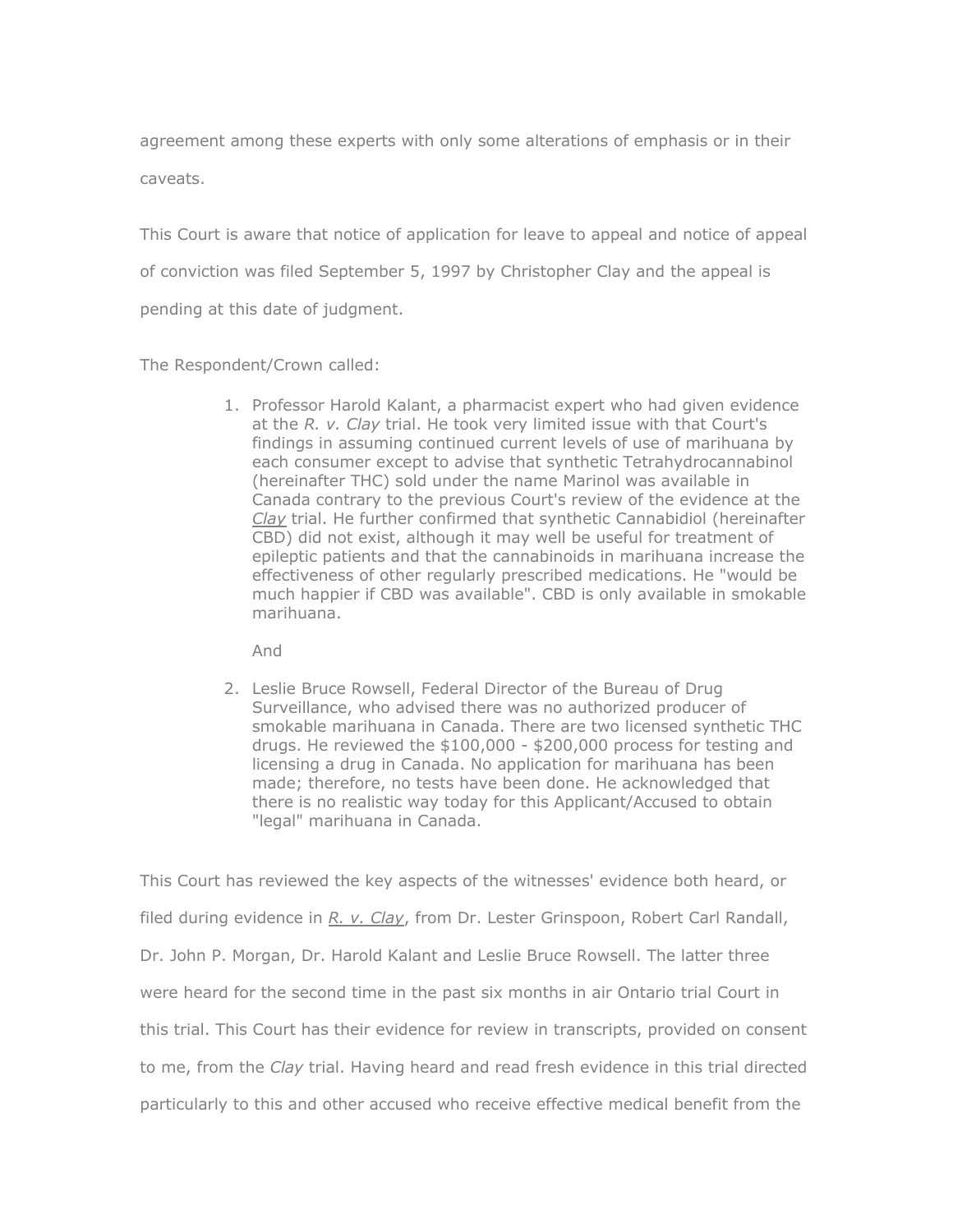agreement among these experts with only some alterations of emphasis or in their caveats.

This Court is aware that notice of application for leave to appeal and notice of appeal of conviction was filed September 5, 1997 by Christopher Clay and the appeal is pending at this date of judgment.

The Respondent/Crown called:

1. Professor Harold Kalant, a pharmacist expert who had given evidence at the *R. v. Clay* trial. He took very limited issue with that Court's findings in assuming continued current levels of use of marihuana by each consumer except to advise that synthetic Tetrahydrocannabinol (hereinafter THC) sold under the name Marinol was available in Canada contrary to the previous Court's review of the evidence at the *Clay* trial. He further confirmed that synthetic Cannabidiol (hereinafter CBD) did not exist, although it may well be useful for treatment of epileptic patients and that the cannabinoids in marihuana increase the effectiveness of other regularly prescribed medications. He "would be much happier if CBD was available". CBD is only available in smokable marihuana.

   And

2. Leslie Bruce Rowsell, Federal Director of the Bureau of Drug Surveillance, who advised there was no authorized producer of smokable marihuana in Canada. There are two licensed synthetic THC drugs. He reviewed the $100,000 - $200,000 process for testing and licensing a drug in Canada. No application for marihuana has been made; therefore, no tests have been done. He acknowledged that there is no realistic way today for this Applicant/Accused to obtain "legal" marihuana in Canada.

This Court has reviewed the key aspects of the witnesses' evidence both heard, or filed during evidence in *R. v. Clay*, from Dr. Lester Grinspoon, Robert Carl Randall, Dr. John P. Morgan, Dr. Harold Kalant and Leslie Bruce Rowsell. The latter three were heard for the second time in the past six months in air Ontario trial Court in this trial. This Court has their evidence for review in transcripts, provided on consent to me, from the *Clay* trial. Having heard and read fresh evidence in this trial directed particularly to this and other accused who receive effective medical benefit from the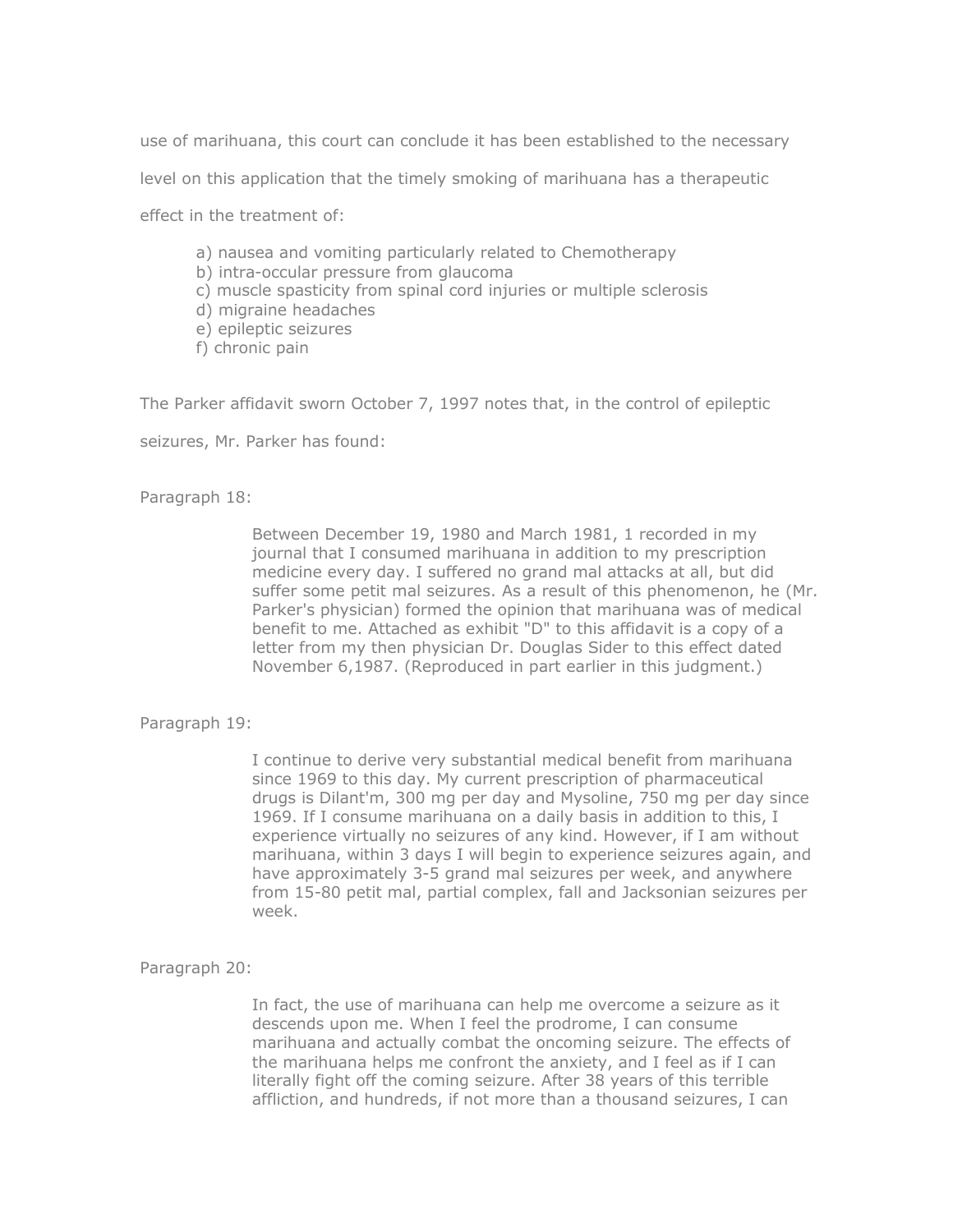use of marihuana, this court can conclude it has been established to the necessary level on this application that the timely smoking of marihuana has a therapeutic effect in the treatment of:

> a) nausea and vomiting particularly related to Chemotherapy
> b) intra-occular pressure from glaucoma
> c) muscle spasticity from spinal cord injuries or multiple sclerosis
> d) migraine headaches
> e) epileptic seizures
> f) chronic pain

The Parker affidavit sworn October 7, 1997 notes that, in the control of epileptic seizures, Mr. Parker has found:

Paragraph 18:

> Between December 19, 1980 and March 1981, 1 recorded in my journal that I consumed marihuana in addition to my prescription medicine every day. I suffered no grand mal attacks at all, but did suffer some petit mal seizures. As a result of this phenomenon, he (Mr. Parker's physician) formed the opinion that marihuana was of medical benefit to me. Attached as exhibit "D" to this affidavit is a copy of a letter from my then physician Dr. Douglas Sider to this effect dated November 6,1987. (Reproduced in part earlier in this judgment.)

Paragraph 19:

> I continue to derive very substantial medical benefit from marihuana since 1969 to this day. My current prescription of pharmaceutical drugs is Dilant'm, 300 mg per day and Mysoline, 750 mg per day since 1969. If I consume marihuana on a daily basis in addition to this, I experience virtually no seizures of any kind. However, if I am without marihuana, within 3 days I will begin to experience seizures again, and have approximately 3-5 grand mal seizures per week, and anywhere from 15-80 petit mal, partial complex, fall and Jacksonian seizures per week.

Paragraph 20:

> In fact, the use of marihuana can help me overcome a seizure as it descends upon me. When I feel the prodrome, I can consume marihuana and actually combat the oncoming seizure. The effects of the marihuana helps me confront the anxiety, and I feel as if I can literally fight off the coming seizure. After 38 years of this terrible affliction, and hundreds, if not more than a thousand seizures, I can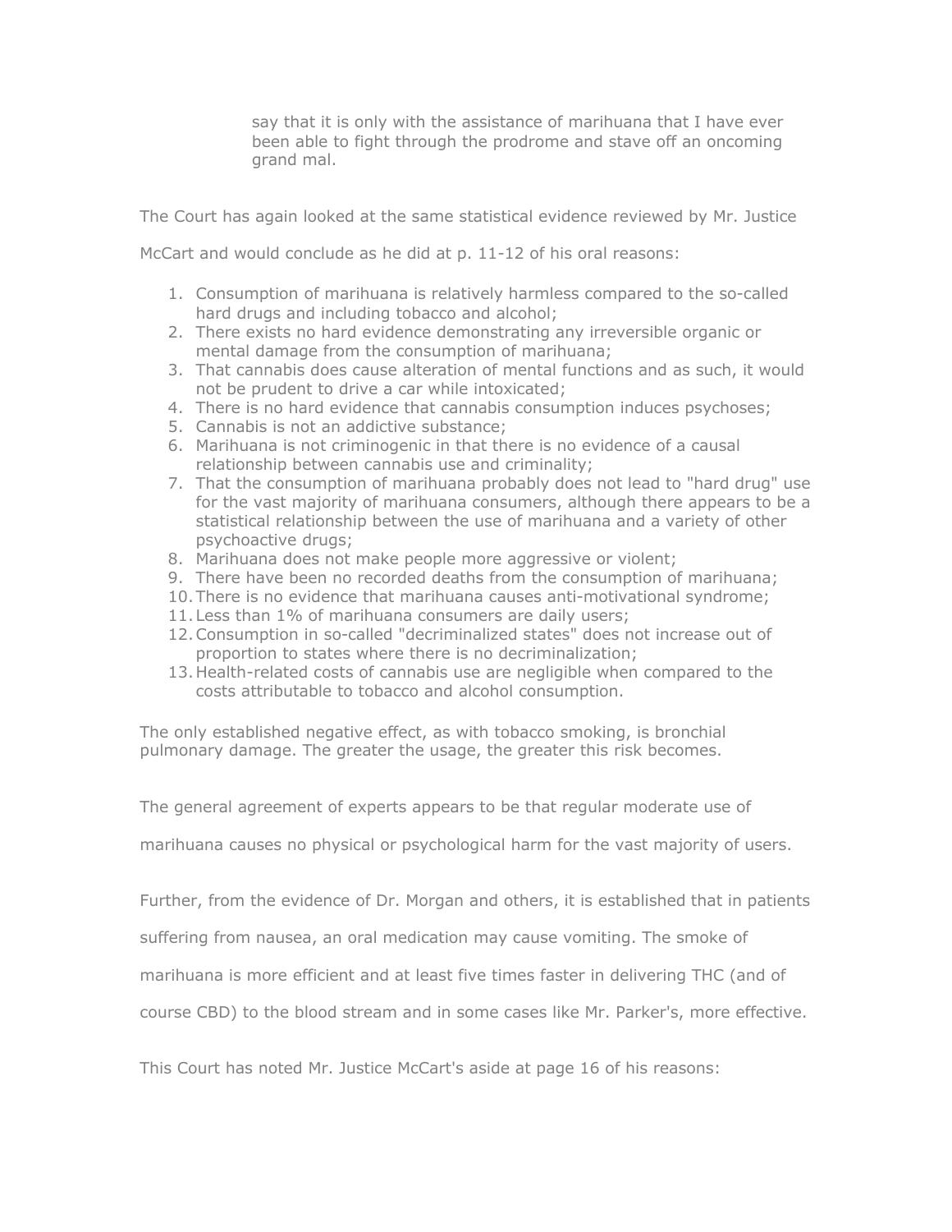> say that it is only with the assistance of marihuana that I have ever been able to fight through the prodrome and stave off an oncoming grand mal.

The Court has again looked at the same statistical evidence reviewed by Mr. Justice McCart and would conclude as he did at p. 11-12 of his oral reasons:

1. Consumption of marihuana is relatively harmless compared to the so-called hard drugs and including tobacco and alcohol;
2. There exists no hard evidence demonstrating any irreversible organic or mental damage from the consumption of marihuana;
3. That cannabis does cause alteration of mental functions and as such, it would not be prudent to drive a car while intoxicated;
4. There is no hard evidence that cannabis consumption induces psychoses;
5. Cannabis is not an addictive substance;
6. Marihuana is not criminogenic in that there is no evidence of a causal relationship between cannabis use and criminality;
7. That the consumption of marihuana probably does not lead to "hard drug" use for the vast majority of marihuana consumers, although there appears to be a statistical relationship between the use of marihuana and a variety of other psychoactive drugs;
8. Marihuana does not make people more aggressive or violent;
9. There have been no recorded deaths from the consumption of marihuana;
10. There is no evidence that marihuana causes anti-motivational syndrome;
11. Less than 1% of marihuana consumers are daily users;
12. Consumption in so-called "decriminalized states" does not increase out of proportion to states where there is no decriminalization;
13. Health-related costs of cannabis use are negligible when compared to the costs attributable to tobacco and alcohol consumption.

The only established negative effect, as with tobacco smoking, is bronchial pulmonary damage. The greater the usage, the greater this risk becomes.

The general agreement of experts appears to be that regular moderate use of marihuana causes no physical or psychological harm for the vast majority of users.

Further, from the evidence of Dr. Morgan and others, it is established that in patients suffering from nausea, an oral medication may cause vomiting. The smoke of marihuana is more efficient and at least five times faster in delivering THC (and of course CBD) to the blood stream and in some cases like Mr. Parker's, more effective.

This Court has noted Mr. Justice McCart's aside at page 16 of his reasons: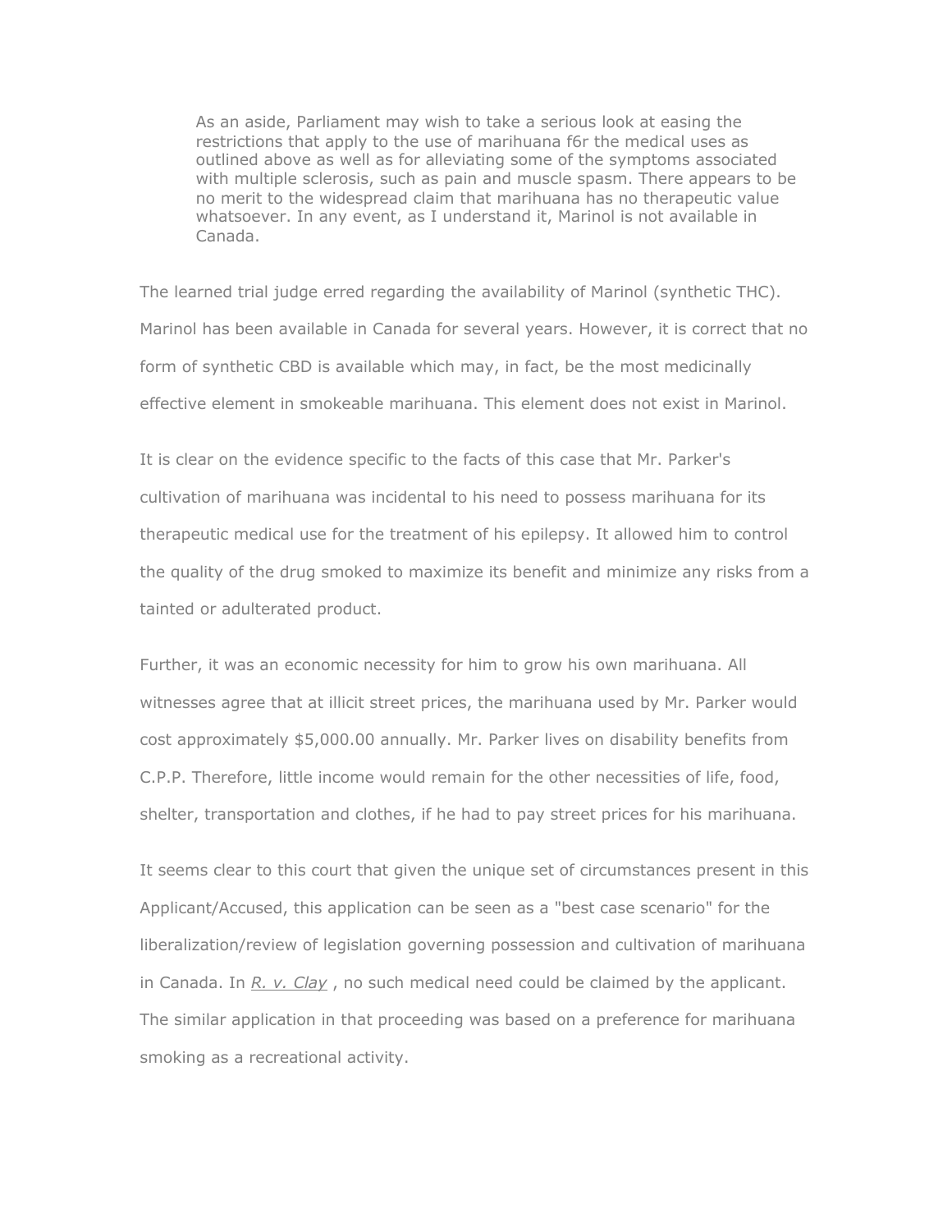> As an aside, Parliament may wish to take a serious look at easing the restrictions that apply to the use of marihuana f6r the medical uses as outlined above as well as for alleviating some of the symptoms associated with multiple sclerosis, such as pain and muscle spasm. There appears to be no merit to the widespread claim that marihuana has no therapeutic value whatsoever. In any event, as I understand it, Marinol is not available in Canada.

The learned trial judge erred regarding the availability of Marinol (synthetic THC). Marinol has been available in Canada for several years. However, it is correct that no form of synthetic CBD is available which may, in fact, be the most medicinally effective element in smokeable marihuana. This element does not exist in Marinol.

It is clear on the evidence specific to the facts of this case that Mr. Parker's cultivation of marihuana was incidental to his need to possess marihuana for its therapeutic medical use for the treatment of his epilepsy. It allowed him to control the quality of the drug smoked to maximize its benefit and minimize any risks from a tainted or adulterated product.

Further, it was an economic necessity for him to grow his own marihuana. All witnesses agree that at illicit street prices, the marihuana used by Mr. Parker would cost approximately $5,000.00 annually. Mr. Parker lives on disability benefits from C.P.P. Therefore, little income would remain for the other necessities of life, food, shelter, transportation and clothes, if he had to pay street prices for his marihuana.

It seems clear to this court that given the unique set of circumstances present in this Applicant/Accused, this application can be seen as a "best case scenario" for the liberalization/review of legislation governing possession and cultivation of marihuana in Canada. In *R. v. Clay* , no such medical need could be claimed by the applicant. The similar application in that proceeding was based on a preference for marihuana smoking as a recreational activity.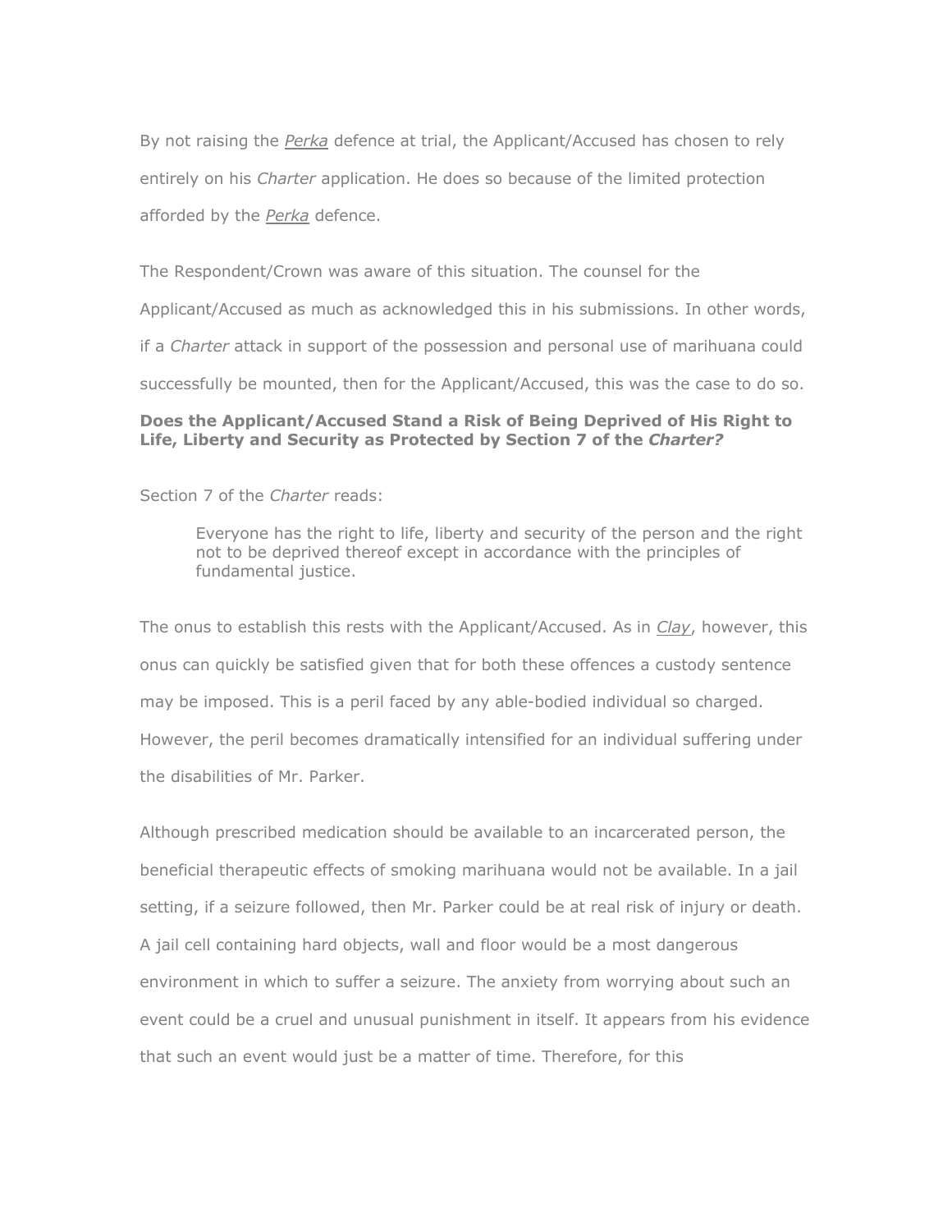By not raising the *Perka* defence at trial, the Applicant/Accused has chosen to rely entirely on his *Charter* application. He does so because of the limited protection afforded by the *Perka* defence.

The Respondent/Crown was aware of this situation. The counsel for the Applicant/Accused as much as acknowledged this in his submissions. In other words, if a *Charter* attack in support of the possession and personal use of marihuana could successfully be mounted, then for the Applicant/Accused, this was the case to do so.

**Does the Applicant/Accused Stand a Risk of Being Deprived of His Right to Life, Liberty and Security as Protected by Section 7 of the *Charter?***

Section 7 of the *Charter* reads:

> Everyone has the right to life, liberty and security of the person and the right not to be deprived thereof except in accordance with the principles of fundamental justice.

The onus to establish this rests with the Applicant/Accused. As in *Clay*, however, this onus can quickly be satisfied given that for both these offences a custody sentence may be imposed. This is a peril faced by any able-bodied individual so charged. However, the peril becomes dramatically intensified for an individual suffering under the disabilities of Mr. Parker.

Although prescribed medication should be available to an incarcerated person, the beneficial therapeutic effects of smoking marihuana would not be available. In a jail setting, if a seizure followed, then Mr. Parker could be at real risk of injury or death. A jail cell containing hard objects, wall and floor would be a most dangerous environment in which to suffer a seizure. The anxiety from worrying about such an event could be a cruel and unusual punishment in itself. It appears from his evidence that such an event would just be a matter of time. Therefore, for this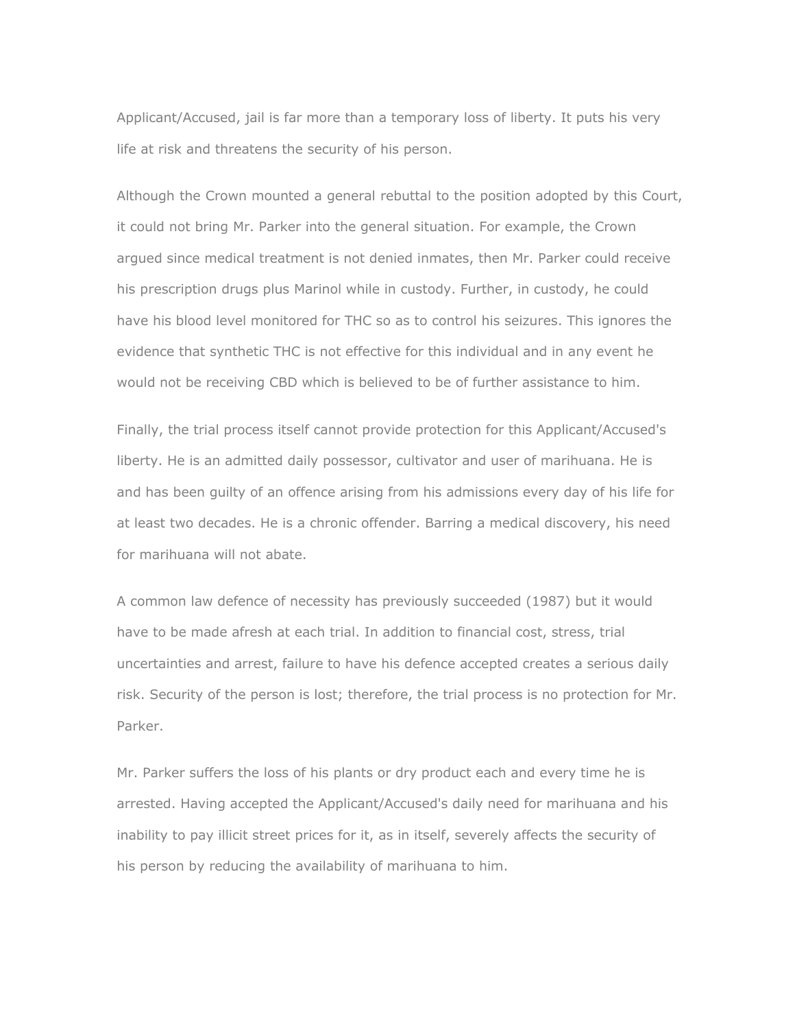Applicant/Accused, jail is far more than a temporary loss of liberty. It puts his very life at risk and threatens the security of his person.

Although the Crown mounted a general rebuttal to the position adopted by this Court, it could not bring Mr. Parker into the general situation. For example, the Crown argued since medical treatment is not denied inmates, then Mr. Parker could receive his prescription drugs plus Marinol while in custody. Further, in custody, he could have his blood level monitored for THC so as to control his seizures. This ignores the evidence that synthetic THC is not effective for this individual and in any event he would not be receiving CBD which is believed to be of further assistance to him.

Finally, the trial process itself cannot provide protection for this Applicant/Accused's liberty. He is an admitted daily possessor, cultivator and user of marihuana. He is and has been guilty of an offence arising from his admissions every day of his life for at least two decades. He is a chronic offender. Barring a medical discovery, his need for marihuana will not abate.

A common law defence of necessity has previously succeeded (1987) but it would have to be made afresh at each trial. In addition to financial cost, stress, trial uncertainties and arrest, failure to have his defence accepted creates a serious daily risk. Security of the person is lost; therefore, the trial process is no protection for Mr. Parker.

Mr. Parker suffers the loss of his plants or dry product each and every time he is arrested. Having accepted the Applicant/Accused's daily need for marihuana and his inability to pay illicit street prices for it, as in itself, severely affects the security of his person by reducing the availability of marihuana to him.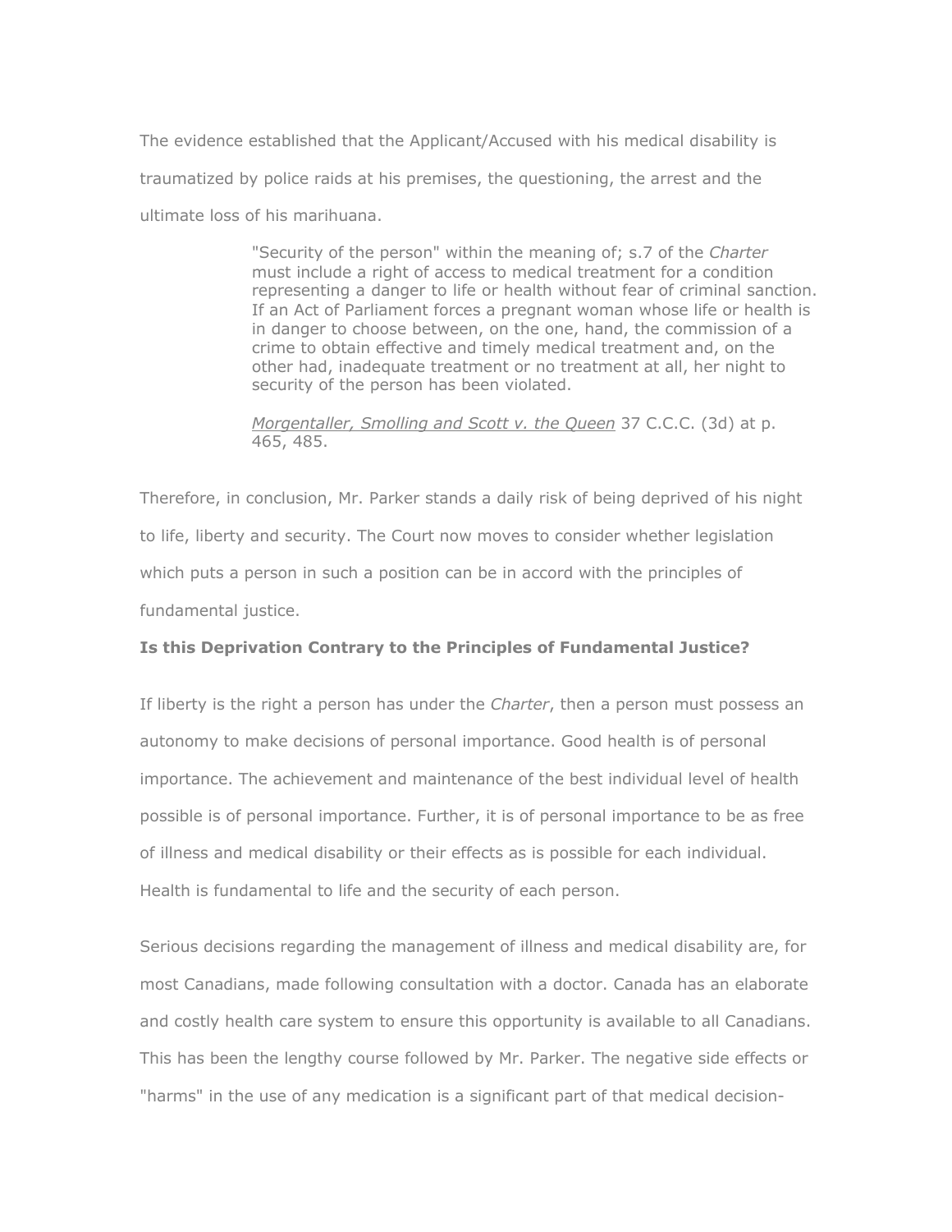The evidence established that the Applicant/Accused with his medical disability is traumatized by police raids at his premises, the questioning, the arrest and the ultimate loss of his marihuana.

> "Security of the person" within the meaning of; s.7 of the *Charter* must include a right of access to medical treatment for a condition representing a danger to life or health without fear of criminal sanction. If an Act of Parliament forces a pregnant woman whose life or health is in danger to choose between, on the one, hand, the commission of a crime to obtain effective and timely medical treatment and, on the other had, inadequate treatment or no treatment at all, her night to security of the person has been violated.
>
> Morgentaller, Smolling and Scott v. the Queen 37 C.C.C. (3d) at p. 465, 485.

Therefore, in conclusion, Mr. Parker stands a daily risk of being deprived of his night to life, liberty and security. The Court now moves to consider whether legislation which puts a person in such a position can be in accord with the principles of fundamental justice.

**Is this Deprivation Contrary to the Principles of Fundamental Justice?**

If liberty is the right a person has under the *Charter*, then a person must possess an autonomy to make decisions of personal importance. Good health is of personal importance. The achievement and maintenance of the best individual level of health possible is of personal importance. Further, it is of personal importance to be as free of illness and medical disability or their effects as is possible for each individual. Health is fundamental to life and the security of each person.

Serious decisions regarding the management of illness and medical disability are, for most Canadians, made following consultation with a doctor. Canada has an elaborate and costly health care system to ensure this opportunity is available to all Canadians. This has been the lengthy course followed by Mr. Parker. The negative side effects or "harms" in the use of any medication is a significant part of that medical decision-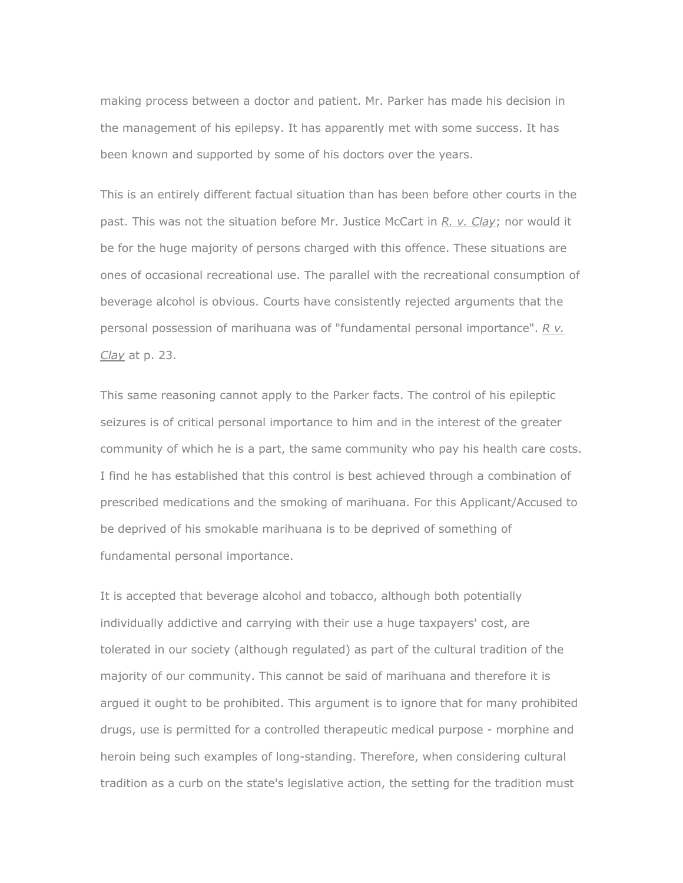making process between a doctor and patient. Mr. Parker has made his decision in the management of his epilepsy. It has apparently met with some success. It has been known and supported by some of his doctors over the years.

This is an entirely different factual situation than has been before other courts in the past. This was not the situation before Mr. Justice McCart in *R. v. Clay*; nor would it be for the huge majority of persons charged with this offence. These situations are ones of occasional recreational use. The parallel with the recreational consumption of beverage alcohol is obvious. Courts have consistently rejected arguments that the personal possession of marihuana was of "fundamental personal importance". *R v. Clay* at p. 23.

This same reasoning cannot apply to the Parker facts. The control of his epileptic seizures is of critical personal importance to him and in the interest of the greater community of which he is a part, the same community who pay his health care costs. I find he has established that this control is best achieved through a combination of prescribed medications and the smoking of marihuana. For this Applicant/Accused to be deprived of his smokable marihuana is to be deprived of something of fundamental personal importance.

It is accepted that beverage alcohol and tobacco, although both potentially individually addictive and carrying with their use a huge taxpayers' cost, are tolerated in our society (although regulated) as part of the cultural tradition of the majority of our community. This cannot be said of marihuana and therefore it is argued it ought to be prohibited. This argument is to ignore that for many prohibited drugs, use is permitted for a controlled therapeutic medical purpose - morphine and heroin being such examples of long-standing. Therefore, when considering cultural tradition as a curb on the state's legislative action, the setting for the tradition must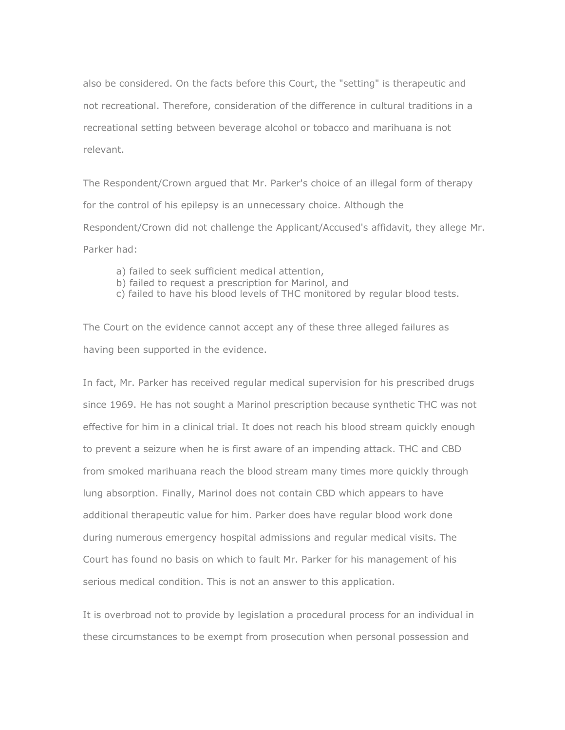also be considered. On the facts before this Court, the "setting" is therapeutic and not recreational. Therefore, consideration of the difference in cultural traditions in a recreational setting between beverage alcohol or tobacco and marihuana is not relevant.

The Respondent/Crown argued that Mr. Parker's choice of an illegal form of therapy for the control of his epilepsy is an unnecessary choice. Although the Respondent/Crown did not challenge the Applicant/Accused's affidavit, they allege Mr. Parker had:

a) failed to seek sufficient medical attention,
b) failed to request a prescription for Marinol, and
c) failed to have his blood levels of THC monitored by regular blood tests.

The Court on the evidence cannot accept any of these three alleged failures as having been supported in the evidence.

In fact, Mr. Parker has received regular medical supervision for his prescribed drugs since 1969. He has not sought a Marinol prescription because synthetic THC was not effective for him in a clinical trial. It does not reach his blood stream quickly enough to prevent a seizure when he is first aware of an impending attack. THC and CBD from smoked marihuana reach the blood stream many times more quickly through lung absorption. Finally, Marinol does not contain CBD which appears to have additional therapeutic value for him. Parker does have regular blood work done during numerous emergency hospital admissions and regular medical visits. The Court has found no basis on which to fault Mr. Parker for his management of his serious medical condition. This is not an answer to this application.

It is overbroad not to provide by legislation a procedural process for an individual in these circumstances to be exempt from prosecution when personal possession and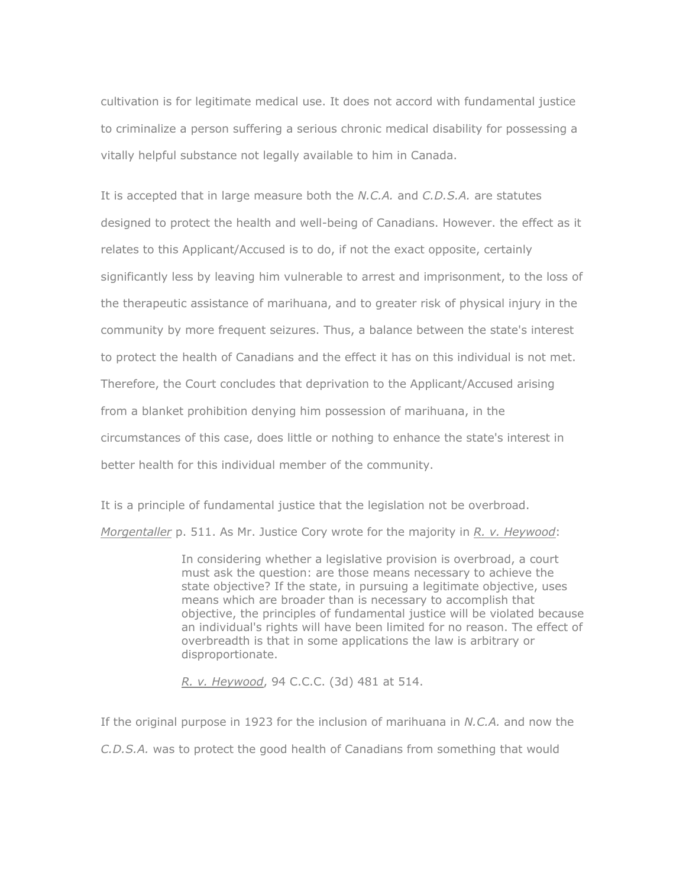cultivation is for legitimate medical use. It does not accord with fundamental justice to criminalize a person suffering a serious chronic medical disability for possessing a vitally helpful substance not legally available to him in Canada.

It is accepted that in large measure both the *N.C.A.* and *C.D.S.A.* are statutes designed to protect the health and well-being of Canadians. However. the effect as it relates to this Applicant/Accused is to do, if not the exact opposite, certainly significantly less by leaving him vulnerable to arrest and imprisonment, to the loss of the therapeutic assistance of marihuana, and to greater risk of physical injury in the community by more frequent seizures. Thus, a balance between the state's interest to protect the health of Canadians and the effect it has on this individual is not met. Therefore, the Court concludes that deprivation to the Applicant/Accused arising from a blanket prohibition denying him possession of marihuana, in the circumstances of this case, does little or nothing to enhance the state's interest in better health for this individual member of the community.

It is a principle of fundamental justice that the legislation not be overbroad. *Morgentaller* p. 511. As Mr. Justice Cory wrote for the majority in *R. v. Heywood*:

> In considering whether a legislative provision is overbroad, a court must ask the question: are those means necessary to achieve the state objective? If the state, in pursuing a legitimate objective, uses means which are broader than is necessary to accomplish that objective, the principles of fundamental justice will be violated because an individual's rights will have been limited for no reason. The effect of overbreadth is that in some applications the law is arbitrary or disproportionate.
>
> *R. v. Heywood*, 94 C.C.C. (3d) 481 at 514.

If the original purpose in 1923 for the inclusion of marihuana in *N.C.A.* and now the *C.D.S.A.* was to protect the good health of Canadians from something that would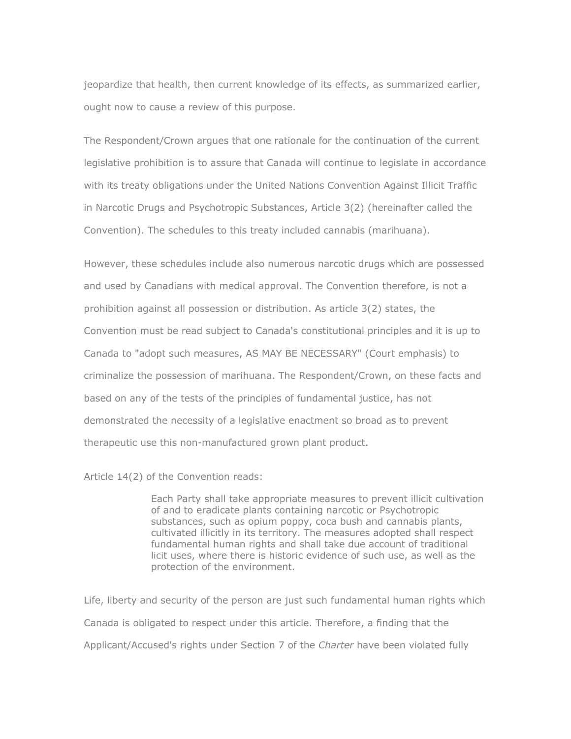jeopardize that health, then current knowledge of its effects, as summarized earlier, ought now to cause a review of this purpose.

The Respondent/Crown argues that one rationale for the continuation of the current legislative prohibition is to assure that Canada will continue to legislate in accordance with its treaty obligations under the United Nations Convention Against Illicit Traffic in Narcotic Drugs and Psychotropic Substances, Article 3(2) (hereinafter called the Convention). The schedules to this treaty included cannabis (marihuana).

However, these schedules include also numerous narcotic drugs which are possessed and used by Canadians with medical approval. The Convention therefore, is not a prohibition against all possession or distribution. As article 3(2) states, the Convention must be read subject to Canada's constitutional principles and it is up to Canada to "adopt such measures, AS MAY BE NECESSARY" (Court emphasis) to criminalize the possession of marihuana. The Respondent/Crown, on these facts and based on any of the tests of the principles of fundamental justice, has not demonstrated the necessity of a legislative enactment so broad as to prevent therapeutic use this non-manufactured grown plant product.

Article 14(2) of the Convention reads:

> Each Party shall take appropriate measures to prevent illicit cultivation of and to eradicate plants containing narcotic or Psychotropic substances, such as opium poppy, coca bush and cannabis plants, cultivated illicitly in its territory. The measures adopted shall respect fundamental human rights and shall take due account of traditional licit uses, where there is historic evidence of such use, as well as the protection of the environment.

Life, liberty and security of the person are just such fundamental human rights which Canada is obligated to respect under this article. Therefore, a finding that the Applicant/Accused's rights under Section 7 of the *Charter* have been violated fully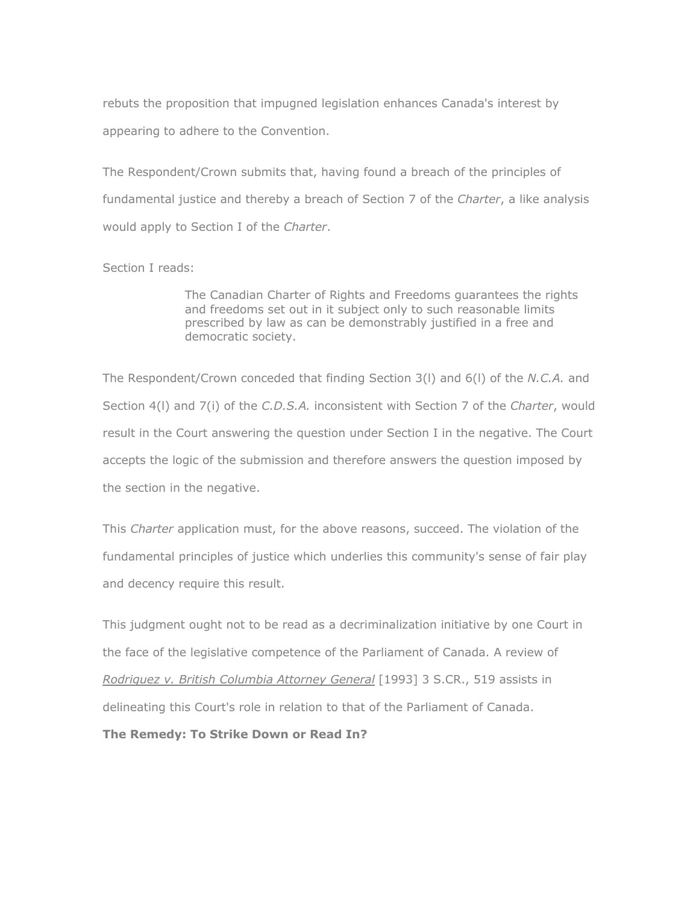rebuts the proposition that impugned legislation enhances Canada's interest by appearing to adhere to the Convention.

The Respondent/Crown submits that, having found a breach of the principles of fundamental justice and thereby a breach of Section 7 of the *Charter*, a like analysis would apply to Section I of the *Charter*.

Section I reads:

> The Canadian Charter of Rights and Freedoms guarantees the rights and freedoms set out in it subject only to such reasonable limits prescribed by law as can be demonstrably justified in a free and democratic society.

The Respondent/Crown conceded that finding Section 3(l) and 6(l) of the *N.C.A.* and Section 4(l) and 7(i) of the *C.D.S.A.* inconsistent with Section 7 of the *Charter*, would result in the Court answering the question under Section I in the negative. The Court accepts the logic of the submission and therefore answers the question imposed by the section in the negative.

This *Charter* application must, for the above reasons, succeed. The violation of the fundamental principles of justice which underlies this community's sense of fair play and decency require this result.

This judgment ought not to be read as a decriminalization initiative by one Court in the face of the legislative competence of the Parliament of Canada. A review of *Rodriquez v. British Columbia Attorney General* [1993] 3 S.CR., 519 assists in delineating this Court's role in relation to that of the Parliament of Canada.

**The Remedy: To Strike Down or Read In?**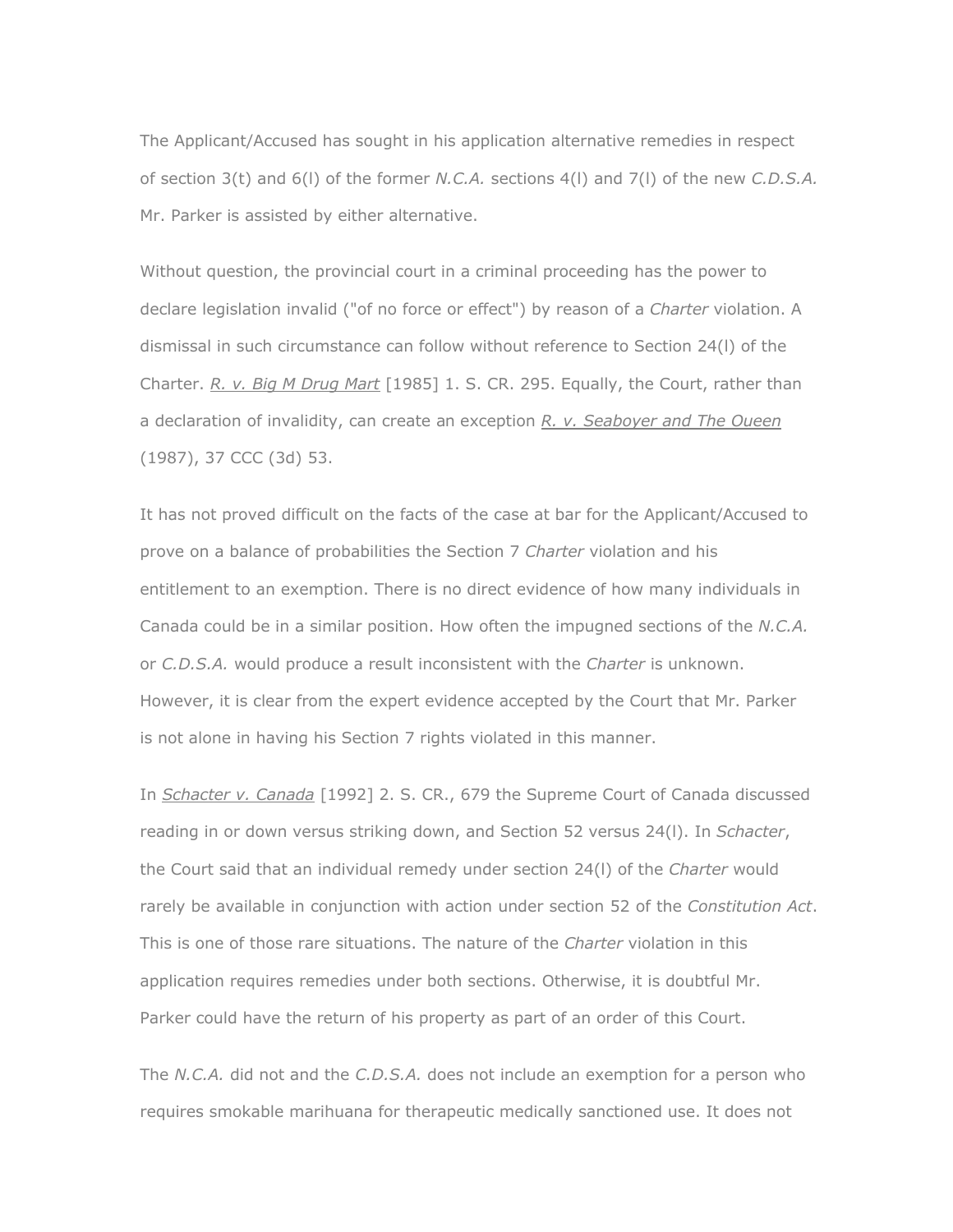The Applicant/Accused has sought in his application alternative remedies in respect of section 3(t) and 6(l) of the former *N.C.A.* sections 4(l) and 7(l) of the new *C.D.S.A.* Mr. Parker is assisted by either alternative.

Without question, the provincial court in a criminal proceeding has the power to declare legislation invalid ("of no force or effect") by reason of a *Charter* violation. A dismissal in such circumstance can follow without reference to Section 24(l) of the Charter. *R. v. Big M Drug Mart* [1985] 1. S. CR. 295. Equally, the Court, rather than a declaration of invalidity, can create an exception *R. v. Seaboyer and The Oueen* (1987), 37 CCC (3d) 53.

It has not proved difficult on the facts of the case at bar for the Applicant/Accused to prove on a balance of probabilities the Section 7 *Charter* violation and his entitlement to an exemption. There is no direct evidence of how many individuals in Canada could be in a similar position. How often the impugned sections of the *N.C.A.* or *C.D.S.A.* would produce a result inconsistent with the *Charter* is unknown. However, it is clear from the expert evidence accepted by the Court that Mr. Parker is not alone in having his Section 7 rights violated in this manner.

In *Schacter v. Canada* [1992] 2. S. CR., 679 the Supreme Court of Canada discussed reading in or down versus striking down, and Section 52 versus 24(l). In *Schacter*, the Court said that an individual remedy under section 24(l) of the *Charter* would rarely be available in conjunction with action under section 52 of the *Constitution Act*. This is one of those rare situations. The nature of the *Charter* violation in this application requires remedies under both sections. Otherwise, it is doubtful Mr. Parker could have the return of his property as part of an order of this Court.

The *N.C.A.* did not and the *C.D.S.A.* does not include an exemption for a person who requires smokable marihuana for therapeutic medically sanctioned use. It does not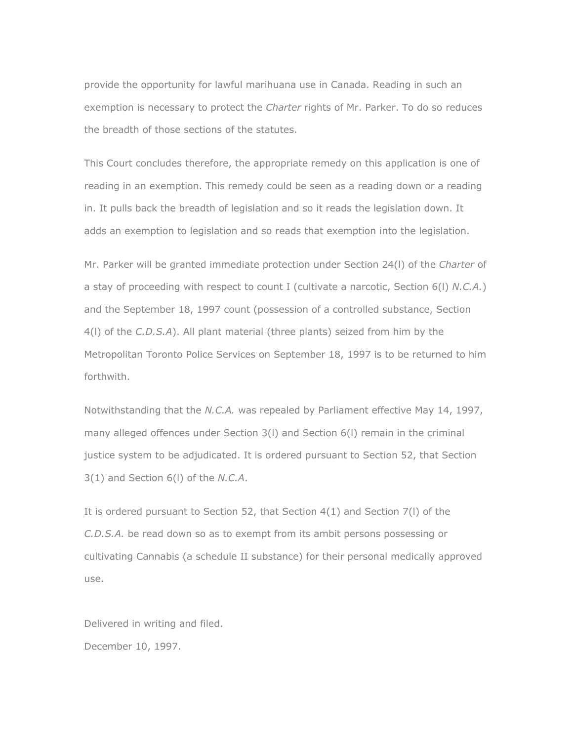provide the opportunity for lawful marihuana use in Canada. Reading in such an exemption is necessary to protect the *Charter* rights of Mr. Parker. To do so reduces the breadth of those sections of the statutes.

This Court concludes therefore, the appropriate remedy on this application is one of reading in an exemption. This remedy could be seen as a reading down or a reading in. It pulls back the breadth of legislation and so it reads the legislation down. It adds an exemption to legislation and so reads that exemption into the legislation.

Mr. Parker will be granted immediate protection under Section 24(l) of the *Charter* of a stay of proceeding with respect to count I (cultivate a narcotic, Section 6(l) *N.C.A.*) and the September 18, 1997 count (possession of a controlled substance, Section 4(l) of the *C.D.S.A*). All plant material (three plants) seized from him by the Metropolitan Toronto Police Services on September 18, 1997 is to be returned to him forthwith.

Notwithstanding that the *N.C.A.* was repealed by Parliament effective May 14, 1997, many alleged offences under Section 3(l) and Section 6(l) remain in the criminal justice system to be adjudicated. It is ordered pursuant to Section 52, that Section 3(1) and Section 6(l) of the *N.C.A*.

It is ordered pursuant to Section 52, that Section 4(1) and Section 7(l) of the *C.D.S.A.* be read down so as to exempt from its ambit persons possessing or cultivating Cannabis (a schedule II substance) for their personal medically approved use.

Delivered in writing and filed.

December 10, 1997.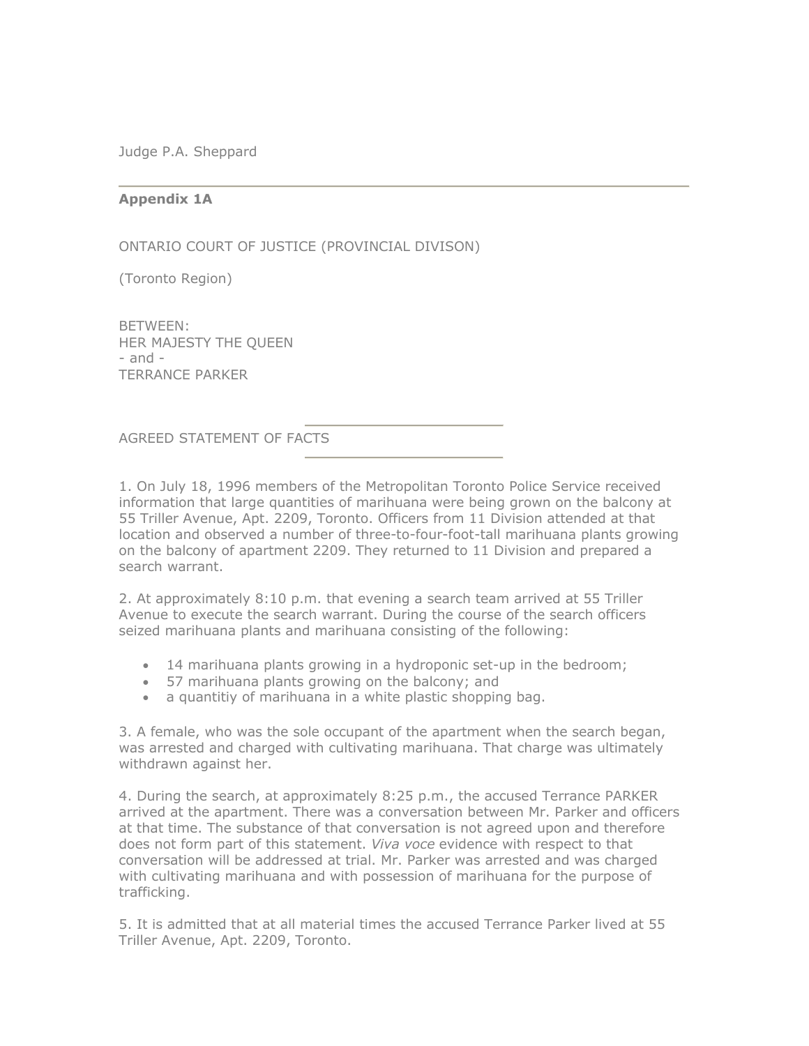Judge P.A. Sheppard

---

**Appendix 1A**

ONTARIO COURT OF JUSTICE (PROVINCIAL DIVISON)

(Toronto Region)

BETWEEN:
HER MAJESTY THE QUEEN
- and -
TERRANCE PARKER

AGREED STATEMENT OF FACTS

1. On July 18, 1996 members of the Metropolitan Toronto Police Service received information that large quantities of marihuana were being grown on the balcony at 55 Triller Avenue, Apt. 2209, Toronto. Officers from 11 Division attended at that location and observed a number of three-to-four-foot-tall marihuana plants growing on the balcony of apartment 2209. They returned to 11 Division and prepared a search warrant.

2. At approximately 8:10 p.m. that evening a search team arrived at 55 Triller Avenue to execute the search warrant. During the course of the search officers seized marihuana plants and marihuana consisting of the following:

- 14 marihuana plants growing in a hydroponic set-up in the bedroom;
- 57 marihuana plants growing on the balcony; and
- a quantitiy of marihuana in a white plastic shopping bag.

3. A female, who was the sole occupant of the apartment when the search began, was arrested and charged with cultivating marihuana. That charge was ultimately withdrawn against her.

4. During the search, at approximately 8:25 p.m., the accused Terrance PARKER arrived at the apartment. There was a conversation between Mr. Parker and officers at that time. The substance of that conversation is not agreed upon and therefore does not form part of this statement. *Viva voce* evidence with respect to that conversation will be addressed at trial. Mr. Parker was arrested and was charged with cultivating marihuana and with possession of marihuana for the purpose of trafficking.

5. It is admitted that at all material times the accused Terrance Parker lived at 55 Triller Avenue, Apt. 2209, Toronto.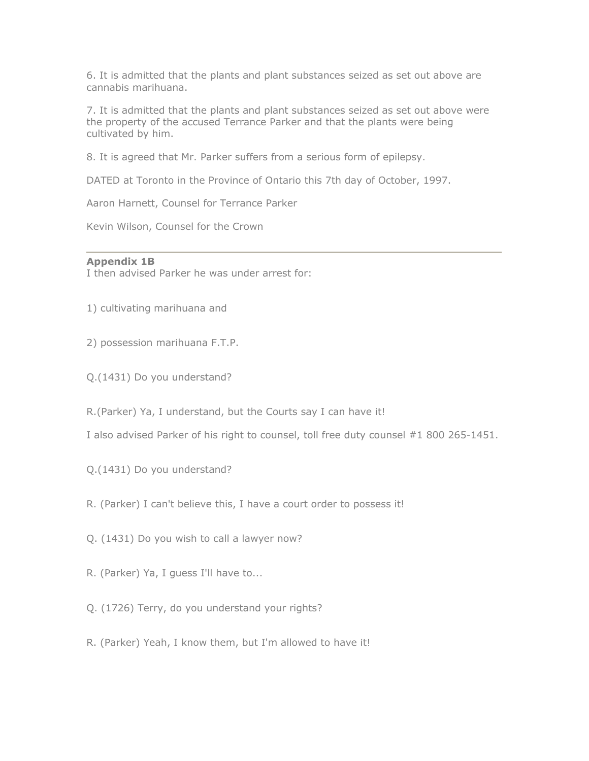6. It is admitted that the plants and plant substances seized as set out above are cannabis marihuana.

7. It is admitted that the plants and plant substances seized as set out above were the property of the accused Terrance Parker and that the plants were being cultivated by him.

8. It is agreed that Mr. Parker suffers from a serious form of epilepsy.

DATED at Toronto in the Province of Ontario this 7th day of October, 1997.

Aaron Harnett, Counsel for Terrance Parker

Kevin Wilson, Counsel for the Crown

---

**Appendix 1B**

I then advised Parker he was under arrest for:

1) cultivating marihuana and

2) possession marihuana F.T.P.

Q.(1431) Do you understand?

R.(Parker) Ya, I understand, but the Courts say I can have it!

I also advised Parker of his right to counsel, toll free duty counsel #1 800 265-1451.

Q.(1431) Do you understand?

R. (Parker) I can't believe this, I have a court order to possess it!

Q. (1431) Do you wish to call a lawyer now?

R. (Parker) Ya, I guess I'll have to...

Q. (1726) Terry, do you understand your rights?

R. (Parker) Yeah, I know them, but I'm allowed to have it!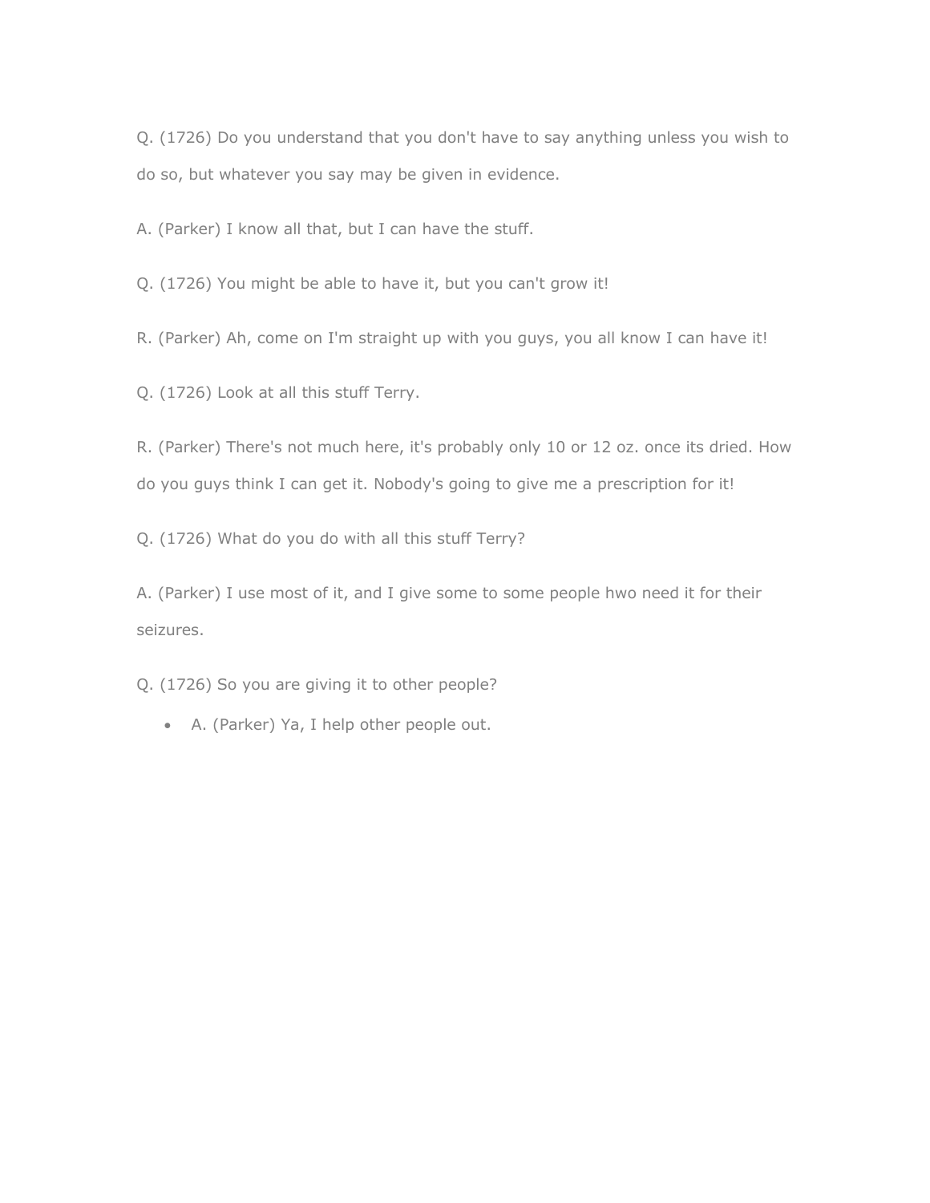Q. (1726) Do you understand that you don't have to say anything unless you wish to do so, but whatever you say may be given in evidence.

A. (Parker) I know all that, but I can have the stuff.

Q. (1726) You might be able to have it, but you can't grow it!

R. (Parker) Ah, come on I'm straight up with you guys, you all know I can have it!

Q. (1726) Look at all this stuff Terry.

R. (Parker) There's not much here, it's probably only 10 or 12 oz. once its dried. How do you guys think I can get it. Nobody's going to give me a prescription for it!

Q. (1726) What do you do with all this stuff Terry?

A. (Parker) I use most of it, and I give some to some people hwo need it for their seizures.

Q. (1726) So you are giving it to other people?

- A. (Parker) Ya, I help other people out.